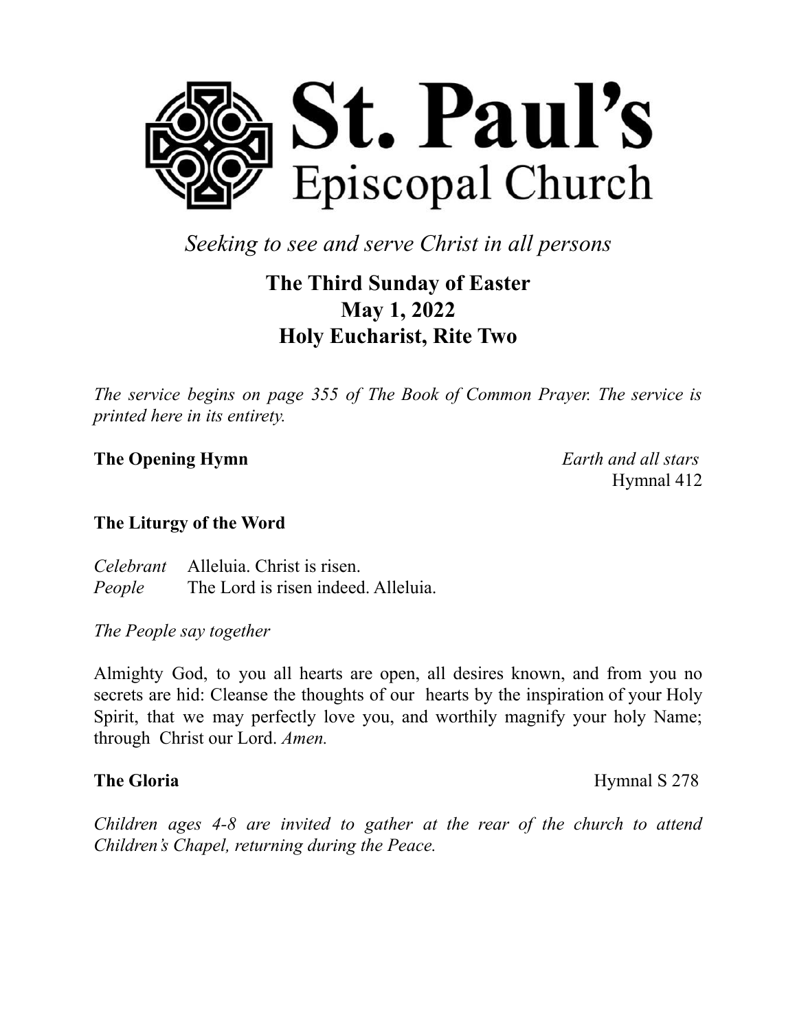# St. Paul's Episcopal Church

*Seeking to see and serve Christ in all persons*

## The Third Sunday of Easter
## May 1, 2022
## Holy Eucharist, Rite Two

*The service begins on page 355 of The Book of Common Prayer. The service is printed here in its entirety.*

**The Opening Hymn** *Earth and all stars*
Hymnal 412

### The Liturgy of the Word

*Celebrant* Alleluia. Christ is risen.
*People* The Lord is risen indeed. Alleluia.

*The People say together*

Almighty God, to you all hearts are open, all desires known, and from you no secrets are hid: Cleanse the thoughts of our hearts by the inspiration of your Holy Spirit, that we may perfectly love you, and worthily magnify your holy Name; through Christ our Lord. *Amen.*

**The Gloria** Hymnal S 278

*Children ages 4-8 are invited to gather at the rear of the church to attend Children's Chapel, returning during the Peace.*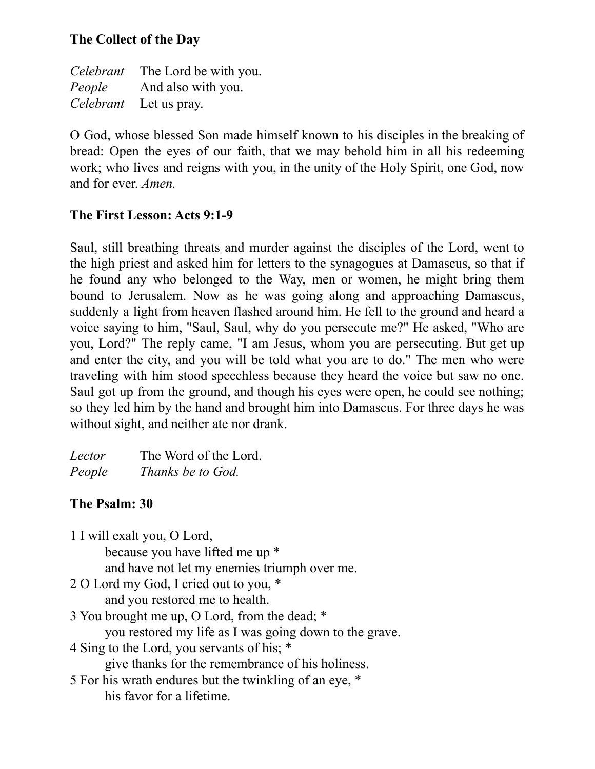**The Collect of the Day**

*Celebrant* The Lord be with you.
*People* And also with you.
*Celebrant* Let us pray.

O God, whose blessed Son made himself known to his disciples in the breaking of bread: Open the eyes of our faith, that we may behold him in all his redeeming work; who lives and reigns with you, in the unity of the Holy Spirit, one God, now and for ever. *Amen.*

**The First Lesson: Acts 9:1-9**

Saul, still breathing threats and murder against the disciples of the Lord, went to the high priest and asked him for letters to the synagogues at Damascus, so that if he found any who belonged to the Way, men or women, he might bring them bound to Jerusalem. Now as he was going along and approaching Damascus, suddenly a light from heaven flashed around him. He fell to the ground and heard a voice saying to him, "Saul, Saul, why do you persecute me?" He asked, "Who are you, Lord?" The reply came, "I am Jesus, whom you are persecuting. But get up and enter the city, and you will be told what you are to do." The men who were traveling with him stood speechless because they heard the voice but saw no one. Saul got up from the ground, and though his eyes were open, he could see nothing; so they led him by the hand and brought him into Damascus. For three days he was without sight, and neither ate nor drank.

*Lector* The Word of the Lord.
*People* *Thanks be to God.*

**The Psalm: 30**

1 I will exalt you, O Lord,
  because you have lifted me up *
  and have not let my enemies triumph over me.
2 O Lord my God, I cried out to you, *
  and you restored me to health.
3 You brought me up, O Lord, from the dead; *
  you restored my life as I was going down to the grave.
4 Sing to the Lord, you servants of his; *
  give thanks for the remembrance of his holiness.
5 For his wrath endures but the twinkling of an eye, *
  his favor for a lifetime.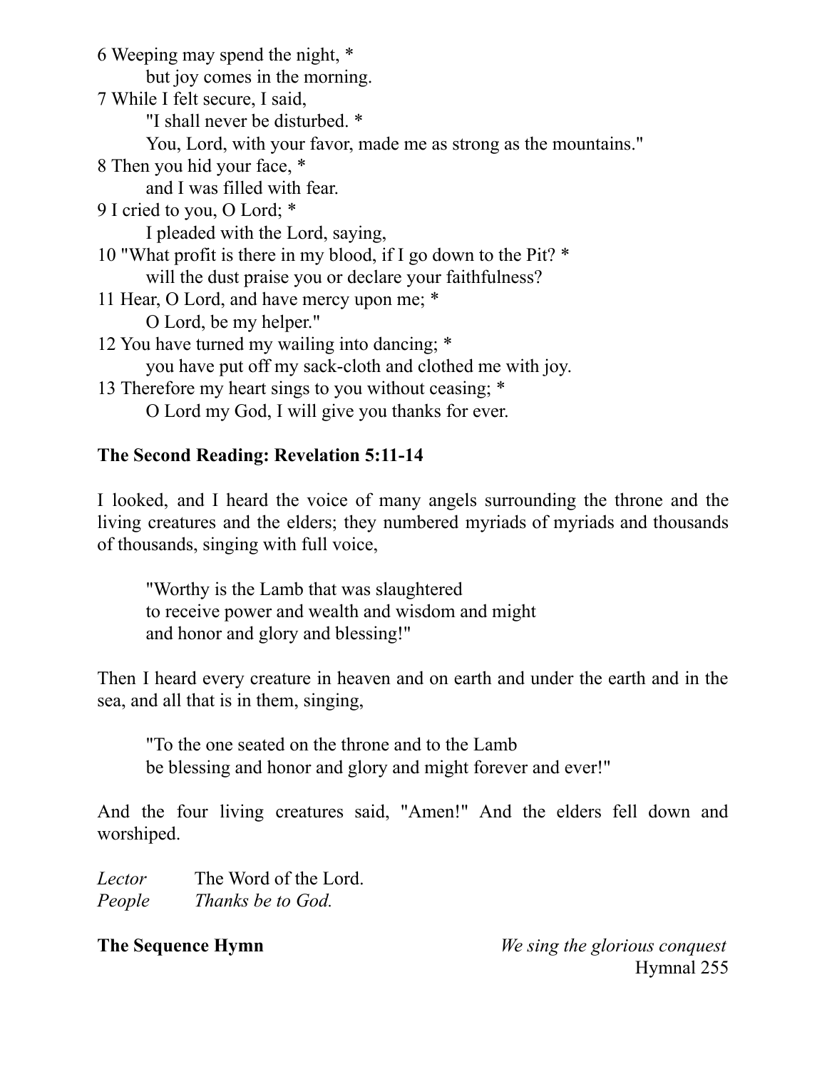6 Weeping may spend the night, *
    but joy comes in the morning.
7 While I felt secure, I said,
    "I shall never be disturbed. *
    You, Lord, with your favor, made me as strong as the mountains."
8 Then you hid your face, *
    and I was filled with fear.
9 I cried to you, O Lord; *
    I pleaded with the Lord, saying,
10 "What profit is there in my blood, if I go down to the Pit? *
    will the dust praise you or declare your faithfulness?
11 Hear, O Lord, and have mercy upon me; *
    O Lord, be my helper."
12 You have turned my wailing into dancing; *
    you have put off my sack-cloth and clothed me with joy.
13 Therefore my heart sings to you without ceasing; *
    O Lord my God, I will give you thanks for ever.

**The Second Reading: Revelation 5:11-14**

I looked, and I heard the voice of many angels surrounding the throne and the living creatures and the elders; they numbered myriads of myriads and thousands of thousands, singing with full voice,

> "Worthy is the Lamb that was slaughtered
> to receive power and wealth and wisdom and might
> and honor and glory and blessing!"

Then I heard every creature in heaven and on earth and under the earth and in the sea, and all that is in them, singing,

> "To the one seated on the throne and to the Lamb
> be blessing and honor and glory and might forever and ever!"

And the four living creatures said, "Amen!" And the elders fell down and worshiped.

*Lector* The Word of the Lord.
*People* *Thanks be to God.*

**The Sequence Hymn** *We sing the glorious conquest*
Hymnal 255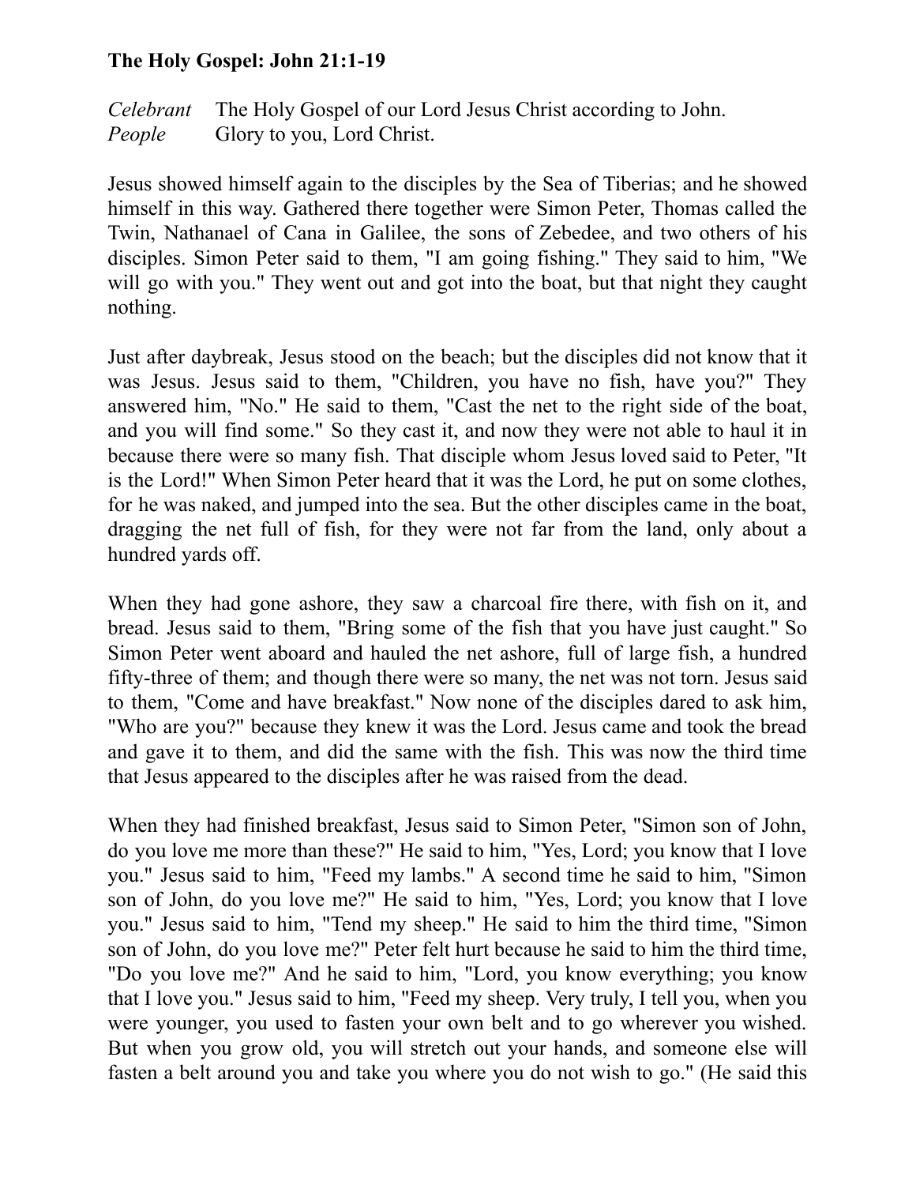**The Holy Gospel: John 21:1-19**

*Celebrant* The Holy Gospel of our Lord Jesus Christ according to John.
*People* Glory to you, Lord Christ.

Jesus showed himself again to the disciples by the Sea of Tiberias; and he showed himself in this way. Gathered there together were Simon Peter, Thomas called the Twin, Nathanael of Cana in Galilee, the sons of Zebedee, and two others of his disciples. Simon Peter said to them, "I am going fishing." They said to him, "We will go with you." They went out and got into the boat, but that night they caught nothing.

Just after daybreak, Jesus stood on the beach; but the disciples did not know that it was Jesus. Jesus said to them, "Children, you have no fish, have you?" They answered him, "No." He said to them, "Cast the net to the right side of the boat, and you will find some." So they cast it, and now they were not able to haul it in because there were so many fish. That disciple whom Jesus loved said to Peter, "It is the Lord!" When Simon Peter heard that it was the Lord, he put on some clothes, for he was naked, and jumped into the sea. But the other disciples came in the boat, dragging the net full of fish, for they were not far from the land, only about a hundred yards off.

When they had gone ashore, they saw a charcoal fire there, with fish on it, and bread. Jesus said to them, "Bring some of the fish that you have just caught." So Simon Peter went aboard and hauled the net ashore, full of large fish, a hundred fifty-three of them; and though there were so many, the net was not torn. Jesus said to them, "Come and have breakfast." Now none of the disciples dared to ask him, "Who are you?" because they knew it was the Lord. Jesus came and took the bread and gave it to them, and did the same with the fish. This was now the third time that Jesus appeared to the disciples after he was raised from the dead.

When they had finished breakfast, Jesus said to Simon Peter, "Simon son of John, do you love me more than these?" He said to him, "Yes, Lord; you know that I love you." Jesus said to him, "Feed my lambs." A second time he said to him, "Simon son of John, do you love me?" He said to him, "Yes, Lord; you know that I love you." Jesus said to him, "Tend my sheep." He said to him the third time, "Simon son of John, do you love me?" Peter felt hurt because he said to him the third time, "Do you love me?" And he said to him, "Lord, you know everything; you know that I love you." Jesus said to him, "Feed my sheep. Very truly, I tell you, when you were younger, you used to fasten your own belt and to go wherever you wished. But when you grow old, you will stretch out your hands, and someone else will fasten a belt around you and take you where you do not wish to go." (He said this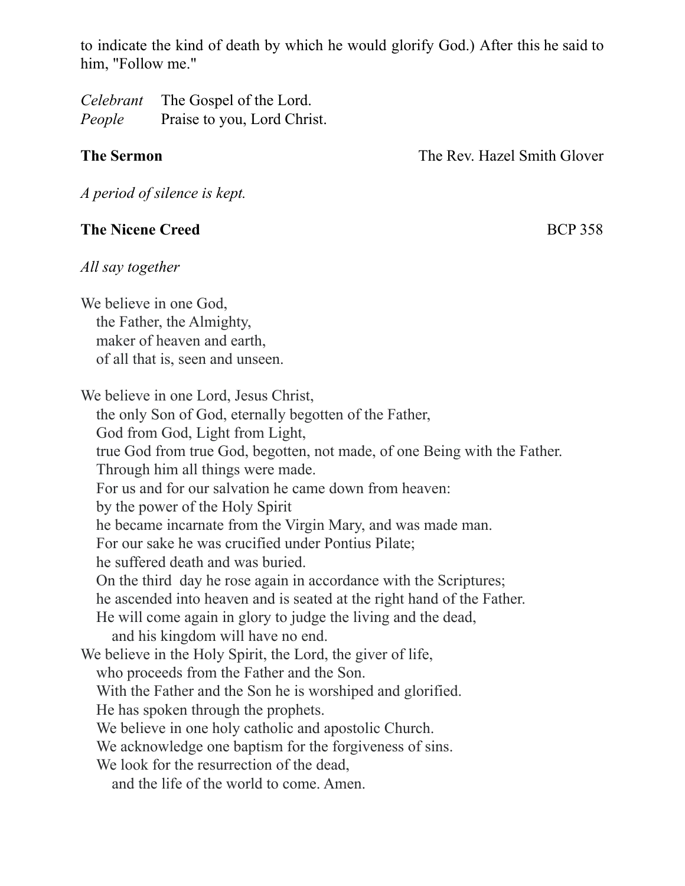to indicate the kind of death by which he would glorify God.) After this he said to him, "Follow me."

*Celebrant* The Gospel of the Lord.
*People* Praise to you, Lord Christ.

**The Sermon** The Rev. Hazel Smith Glover

*A period of silence is kept.*

**The Nicene Creed** BCP 358

*All say together*

We believe in one God,
the Father, the Almighty,
maker of heaven and earth,
of all that is, seen and unseen.

We believe in one Lord, Jesus Christ,
the only Son of God, eternally begotten of the Father,
God from God, Light from Light,
true God from true God, begotten, not made, of one Being with the Father.
Through him all things were made.
For us and for our salvation he came down from heaven:
by the power of the Holy Spirit
he became incarnate from the Virgin Mary, and was made man.
For our sake he was crucified under Pontius Pilate;
he suffered death and was buried.
On the third day he rose again in accordance with the Scriptures;
he ascended into heaven and is seated at the right hand of the Father.
He will come again in glory to judge the living and the dead,
and his kingdom will have no end.
We believe in the Holy Spirit, the Lord, the giver of life,
who proceeds from the Father and the Son.
With the Father and the Son he is worshiped and glorified.
He has spoken through the prophets.
We believe in one holy catholic and apostolic Church.
We acknowledge one baptism for the forgiveness of sins.
We look for the resurrection of the dead,
and the life of the world to come. Amen.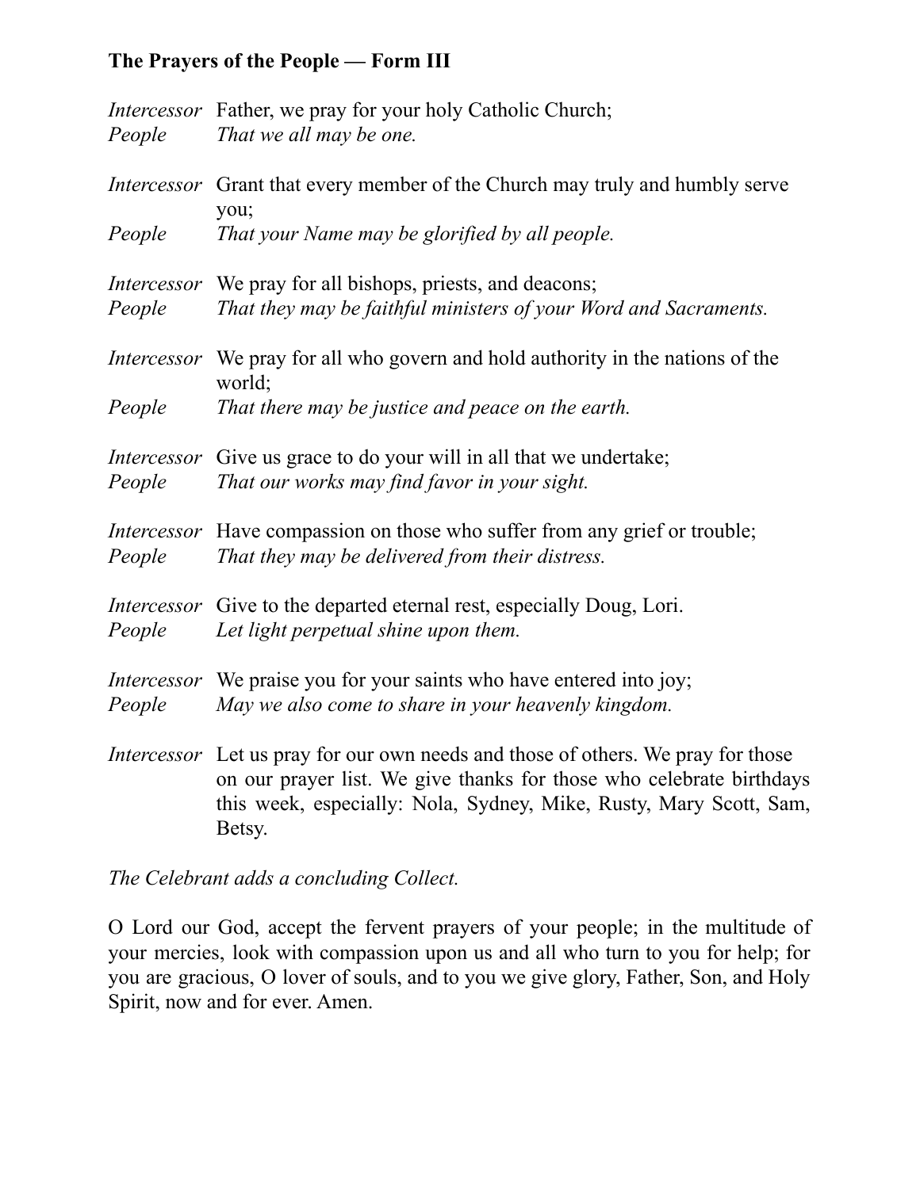**The Prayers of the People — Form III**

*Intercessor* Father, we pray for your holy Catholic Church;
*People* *That we all may be one.*

*Intercessor* Grant that every member of the Church may truly and humbly serve you;
*People* *That your Name may be glorified by all people.*

*Intercessor* We pray for all bishops, priests, and deacons;
*People* *That they may be faithful ministers of your Word and Sacraments.*

*Intercessor* We pray for all who govern and hold authority in the nations of the world;
*People* *That there may be justice and peace on the earth.*

*Intercessor* Give us grace to do your will in all that we undertake;
*People* *That our works may find favor in your sight.*

*Intercessor* Have compassion on those who suffer from any grief or trouble;
*People* *That they may be delivered from their distress.*

*Intercessor* Give to the departed eternal rest, especially Doug, Lori.
*People* *Let light perpetual shine upon them.*

*Intercessor* We praise you for your saints who have entered into joy;
*People* *May we also come to share in your heavenly kingdom.*

*Intercessor* Let us pray for our own needs and those of others. We pray for those on our prayer list. We give thanks for those who celebrate birthdays this week, especially: Nola, Sydney, Mike, Rusty, Mary Scott, Sam, Betsy.

*The Celebrant adds a concluding Collect.*

O Lord our God, accept the fervent prayers of your people; in the multitude of your mercies, look with compassion upon us and all who turn to you for help; for you are gracious, O lover of souls, and to you we give glory, Father, Son, and Holy Spirit, now and for ever. Amen.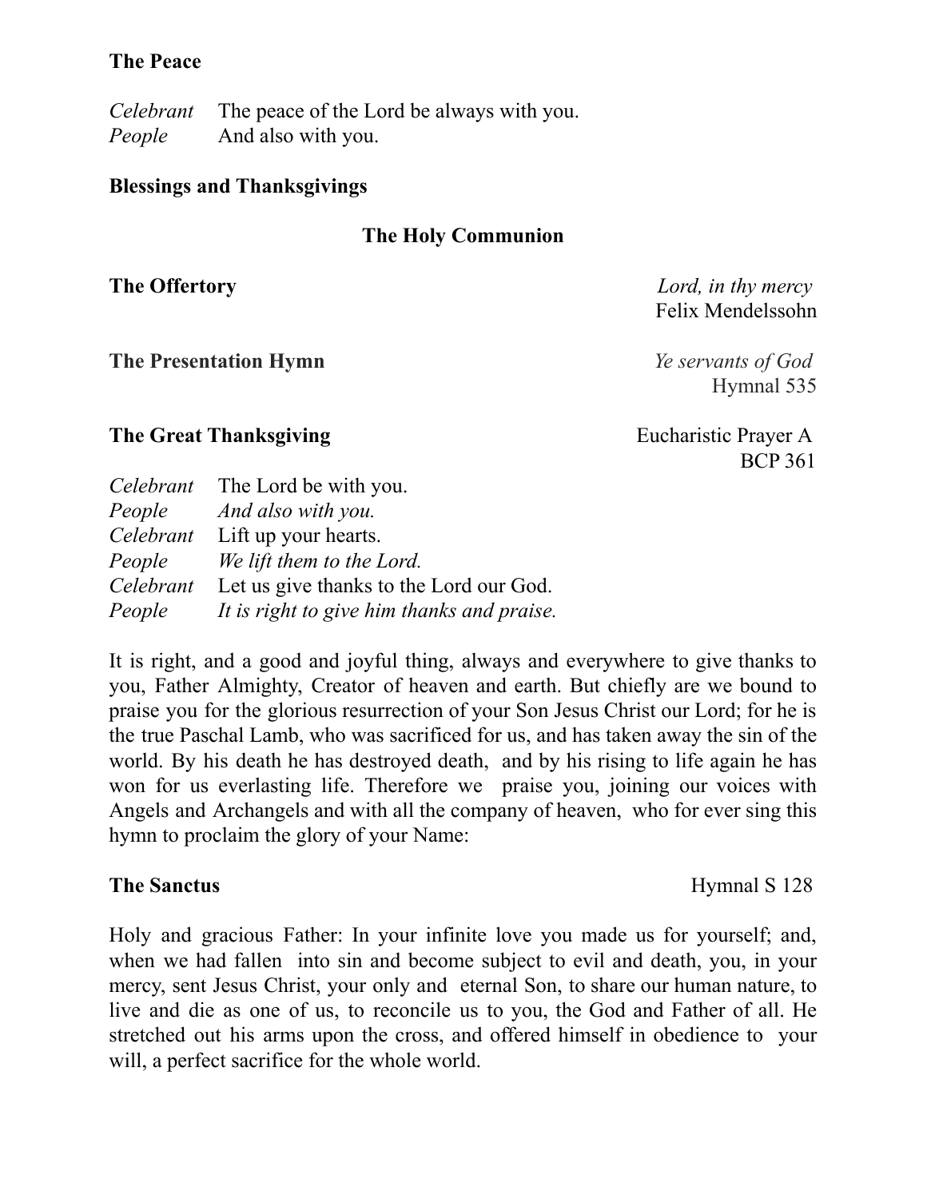**The Peace**

*Celebrant* The peace of the Lord be always with you.
*People* And also with you.

**Blessings and Thanksgivings**

**The Holy Communion**

**The Offertory** *Lord, in thy mercy*
Felix Mendelssohn

**The Presentation Hymn** *Ye servants of God*
Hymnal 535

**The Great Thanksgiving** Eucharistic Prayer A
BCP 361

*Celebrant* The Lord be with you.
*People* *And also with you.*
*Celebrant* Lift up your hearts.
*People* *We lift them to the Lord.*
*Celebrant* Let us give thanks to the Lord our God.
*People* *It is right to give him thanks and praise.*

It is right, and a good and joyful thing, always and everywhere to give thanks to you, Father Almighty, Creator of heaven and earth. But chiefly are we bound to praise you for the glorious resurrection of your Son Jesus Christ our Lord; for he is the true Paschal Lamb, who was sacrificed for us, and has taken away the sin of the world. By his death he has destroyed death, and by his rising to life again he has won for us everlasting life. Therefore we praise you, joining our voices with Angels and Archangels and with all the company of heaven, who for ever sing this hymn to proclaim the glory of your Name:

**The Sanctus** Hymnal S 128

Holy and gracious Father: In your infinite love you made us for yourself; and, when we had fallen into sin and become subject to evil and death, you, in your mercy, sent Jesus Christ, your only and eternal Son, to share our human nature, to live and die as one of us, to reconcile us to you, the God and Father of all. He stretched out his arms upon the cross, and offered himself in obedience to your will, a perfect sacrifice for the whole world.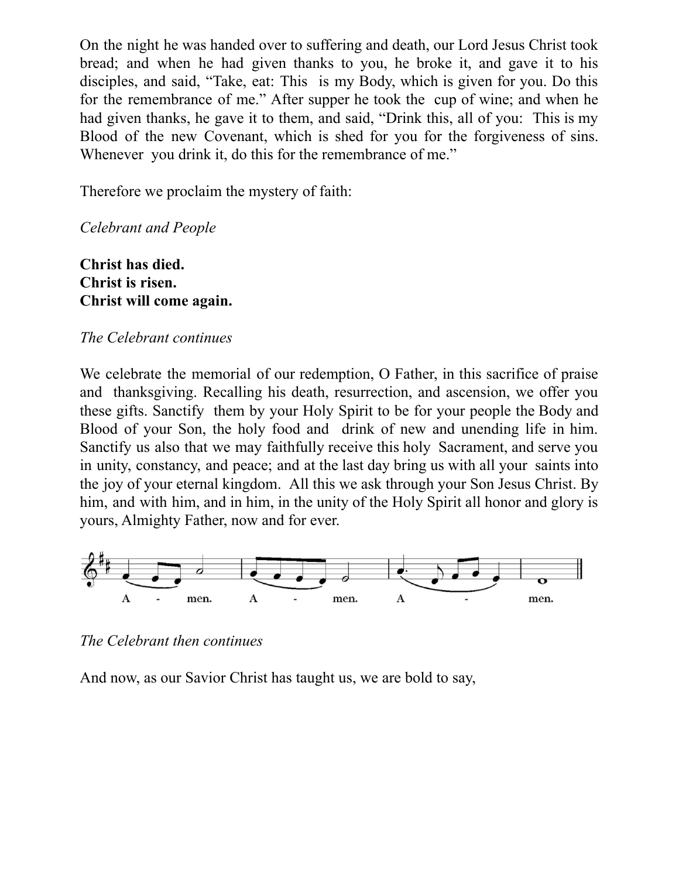On the night he was handed over to suffering and death, our Lord Jesus Christ took bread; and when he had given thanks to you, he broke it, and gave it to his disciples, and said, "Take, eat: This is my Body, which is given for you. Do this for the remembrance of me." After supper he took the cup of wine; and when he had given thanks, he gave it to them, and said, "Drink this, all of you: This is my Blood of the new Covenant, which is shed for you for the forgiveness of sins. Whenever you drink it, do this for the remembrance of me."

Therefore we proclaim the mystery of faith:

*Celebrant and People*

**Christ has died.**
**Christ is risen.**
**Christ will come again.**

*The Celebrant continues*

We celebrate the memorial of our redemption, O Father, in this sacrifice of praise and thanksgiving. Recalling his death, resurrection, and ascension, we offer you these gifts. Sanctify them by your Holy Spirit to be for your people the Body and Blood of your Son, the holy food and drink of new and unending life in him. Sanctify us also that we may faithfully receive this holy Sacrament, and serve you in unity, constancy, and peace; and at the last day bring us with all your saints into the joy of your eternal kingdom. All this we ask through your Son Jesus Christ. By him, and with him, and in him, in the unity of the Holy Spirit all honor and glory is yours, Almighty Father, now and for ever.

A - men. A - men. A - men.

*The Celebrant then continues*

And now, as our Savior Christ has taught us, we are bold to say,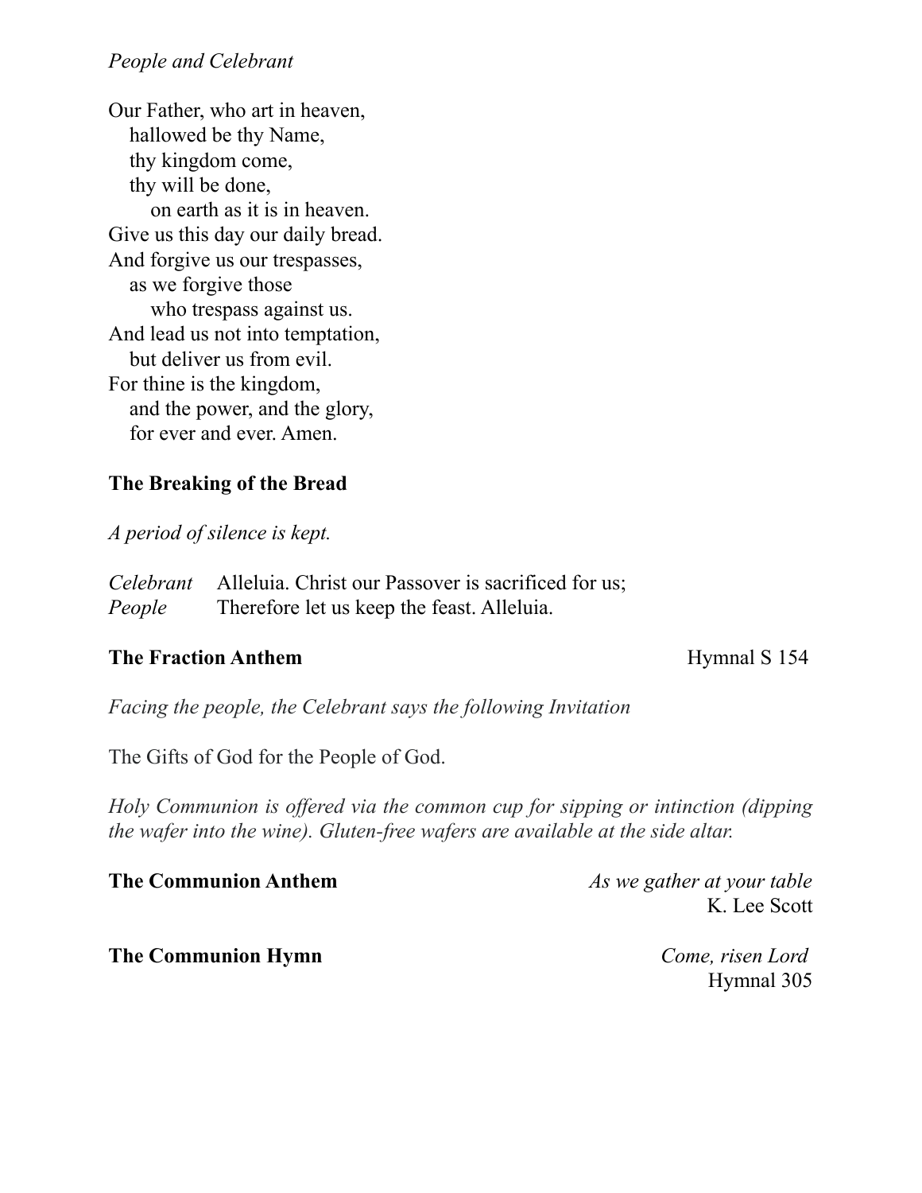*People and Celebrant*

Our Father, who art in heaven,  
  hallowed be thy Name,  
  thy kingdom come,  
  thy will be done,  
    on earth as it is in heaven.  
Give us this day our daily bread.  
And forgive us our trespasses,  
  as we forgive those  
    who trespass against us.  
And lead us not into temptation,  
  but deliver us from evil.  
For thine is the kingdom,  
  and the power, and the glory,  
  for ever and ever. Amen.

**The Breaking of the Bread**

*A period of silence is kept.*

*Celebrant* Alleluia. Christ our Passover is sacrificed for us;  
*People* Therefore let us keep the feast. Alleluia.

**The Fraction Anthem** Hymnal S 154

*Facing the people, the Celebrant says the following Invitation*

The Gifts of God for the People of God.

*Holy Communion is offered via the common cup for sipping or intinction (dipping the wafer into the wine). Gluten-free wafers are available at the side altar.*

**The Communion Anthem** *As we gather at your table*  
K. Lee Scott

**The Communion Hymn** *Come, risen Lord*  
Hymnal 305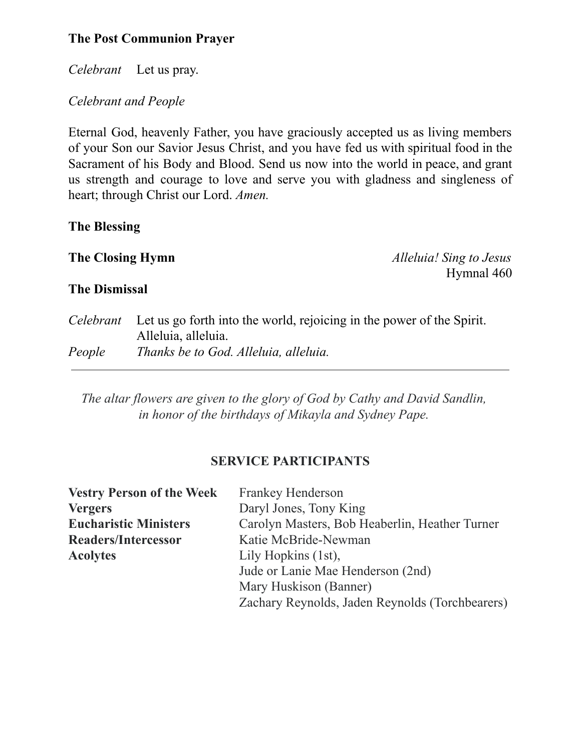**The Post Communion Prayer**

*Celebrant* Let us pray.

*Celebrant and People*

Eternal God, heavenly Father, you have graciously accepted us as living members of your Son our Savior Jesus Christ, and you have fed us with spiritual food in the Sacrament of his Body and Blood. Send us now into the world in peace, and grant us strength and courage to love and serve you with gladness and singleness of heart; through Christ our Lord. *Amen.*

**The Blessing**

**The Closing Hymn** *Alleluia! Sing to Jesus*
Hymnal 460

**The Dismissal**

*Celebrant* Let us go forth into the world, rejoicing in the power of the Spirit. Alleluia, alleluia.
*People* *Thanks be to God. Alleluia, alleluia.*

---

*The altar flowers are given to the glory of God by Cathy and David Sandlin, in honor of the birthdays of Mikayla and Sydney Pape.*

**SERVICE PARTICIPANTS**

**Vestry Person of the Week** Frankey Henderson
**Vergers** Daryl Jones, Tony King
**Eucharistic Ministers** Carolyn Masters, Bob Heaberlin, Heather Turner
**Readers/Intercessor** Katie McBride-Newman
**Acolytes** Lily Hopkins (1st),
Jude or Lanie Mae Henderson (2nd)
Mary Huskison (Banner)
Zachary Reynolds, Jaden Reynolds (Torchbearers)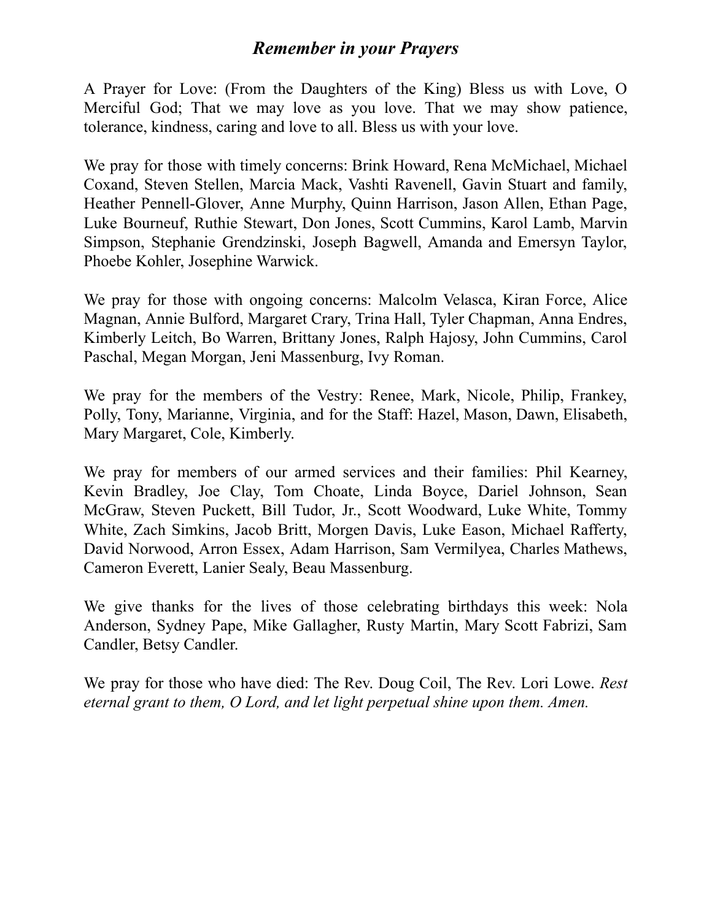## *Remember in your Prayers*

A Prayer for Love: (From the Daughters of the King) Bless us with Love, O Merciful God; That we may love as you love. That we may show patience, tolerance, kindness, caring and love to all. Bless us with your love.

We pray for those with timely concerns: Brink Howard, Rena McMichael, Michael Coxand, Steven Stellen, Marcia Mack, Vashti Ravenell, Gavin Stuart and family, Heather Pennell-Glover, Anne Murphy, Quinn Harrison, Jason Allen, Ethan Page, Luke Bourneuf, Ruthie Stewart, Don Jones, Scott Cummins, Karol Lamb, Marvin Simpson, Stephanie Grendzinski, Joseph Bagwell, Amanda and Emersyn Taylor, Phoebe Kohler, Josephine Warwick.

We pray for those with ongoing concerns: Malcolm Velasca, Kiran Force, Alice Magnan, Annie Bulford, Margaret Crary, Trina Hall, Tyler Chapman, Anna Endres, Kimberly Leitch, Bo Warren, Brittany Jones, Ralph Hajosy, John Cummins, Carol Paschal, Megan Morgan, Jeni Massenburg, Ivy Roman.

We pray for the members of the Vestry: Renee, Mark, Nicole, Philip, Frankey, Polly, Tony, Marianne, Virginia, and for the Staff: Hazel, Mason, Dawn, Elisabeth, Mary Margaret, Cole, Kimberly.

We pray for members of our armed services and their families: Phil Kearney, Kevin Bradley, Joe Clay, Tom Choate, Linda Boyce, Dariel Johnson, Sean McGraw, Steven Puckett, Bill Tudor, Jr., Scott Woodward, Luke White, Tommy White, Zach Simkins, Jacob Britt, Morgen Davis, Luke Eason, Michael Rafferty, David Norwood, Arron Essex, Adam Harrison, Sam Vermilyea, Charles Mathews, Cameron Everett, Lanier Sealy, Beau Massenburg.

We give thanks for the lives of those celebrating birthdays this week: Nola Anderson, Sydney Pape, Mike Gallagher, Rusty Martin, Mary Scott Fabrizi, Sam Candler, Betsy Candler.

We pray for those who have died: The Rev. Doug Coil, The Rev. Lori Lowe. *Rest eternal grant to them, O Lord, and let light perpetual shine upon them. Amen.*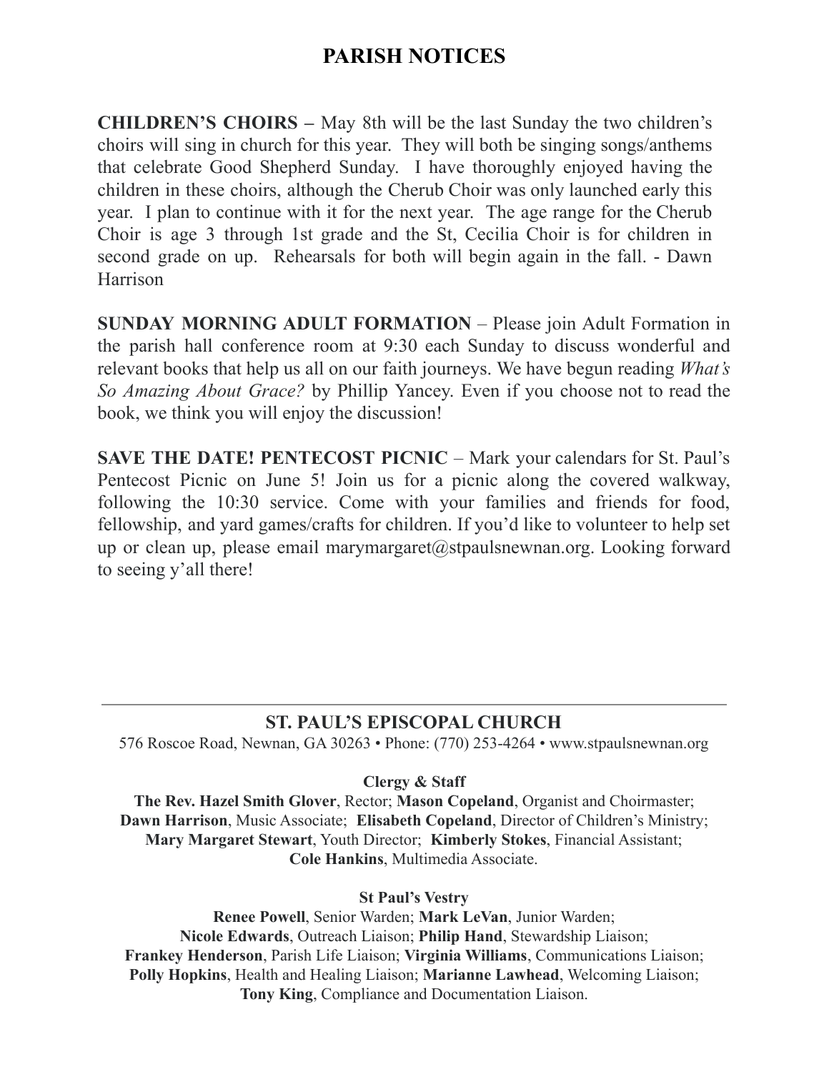# PARISH NOTICES

**CHILDREN'S CHOIRS –** May 8th will be the last Sunday the two children's choirs will sing in church for this year. They will both be singing songs/anthems that celebrate Good Shepherd Sunday. I have thoroughly enjoyed having the children in these choirs, although the Cherub Choir was only launched early this year. I plan to continue with it for the next year. The age range for the Cherub Choir is age 3 through 1st grade and the St, Cecilia Choir is for children in second grade on up. Rehearsals for both will begin again in the fall. - Dawn Harrison

**SUNDAY MORNING ADULT FORMATION** – Please join Adult Formation in the parish hall conference room at 9:30 each Sunday to discuss wonderful and relevant books that help us all on our faith journeys. We have begun reading *What's So Amazing About Grace?* by Phillip Yancey. Even if you choose not to read the book, we think you will enjoy the discussion!

**SAVE THE DATE! PENTECOST PICNIC** – Mark your calendars for St. Paul's Pentecost Picnic on June 5! Join us for a picnic along the covered walkway, following the 10:30 service. Come with your families and friends for food, fellowship, and yard games/crafts for children. If you'd like to volunteer to help set up or clean up, please email marymargaret@stpaulsnewnan.org. Looking forward to seeing y'all there!

---

## ST. PAUL'S EPISCOPAL CHURCH

576 Roscoe Road, Newnan, GA 30263 • Phone: (770) 253-4264 • www.stpaulsnewnan.org

**Clergy & Staff**

**The Rev. Hazel Smith Glover**, Rector; **Mason Copeland**, Organist and Choirmaster; **Dawn Harrison**, Music Associate; **Elisabeth Copeland**, Director of Children's Ministry; **Mary Margaret Stewart**, Youth Director; **Kimberly Stokes**, Financial Assistant; **Cole Hankins**, Multimedia Associate.

**St Paul's Vestry**

**Renee Powell**, Senior Warden; **Mark LeVan**, Junior Warden; **Nicole Edwards**, Outreach Liaison; **Philip Hand**, Stewardship Liaison; **Frankey Henderson**, Parish Life Liaison; **Virginia Williams**, Communications Liaison; **Polly Hopkins**, Health and Healing Liaison; **Marianne Lawhead**, Welcoming Liaison; **Tony King**, Compliance and Documentation Liaison.